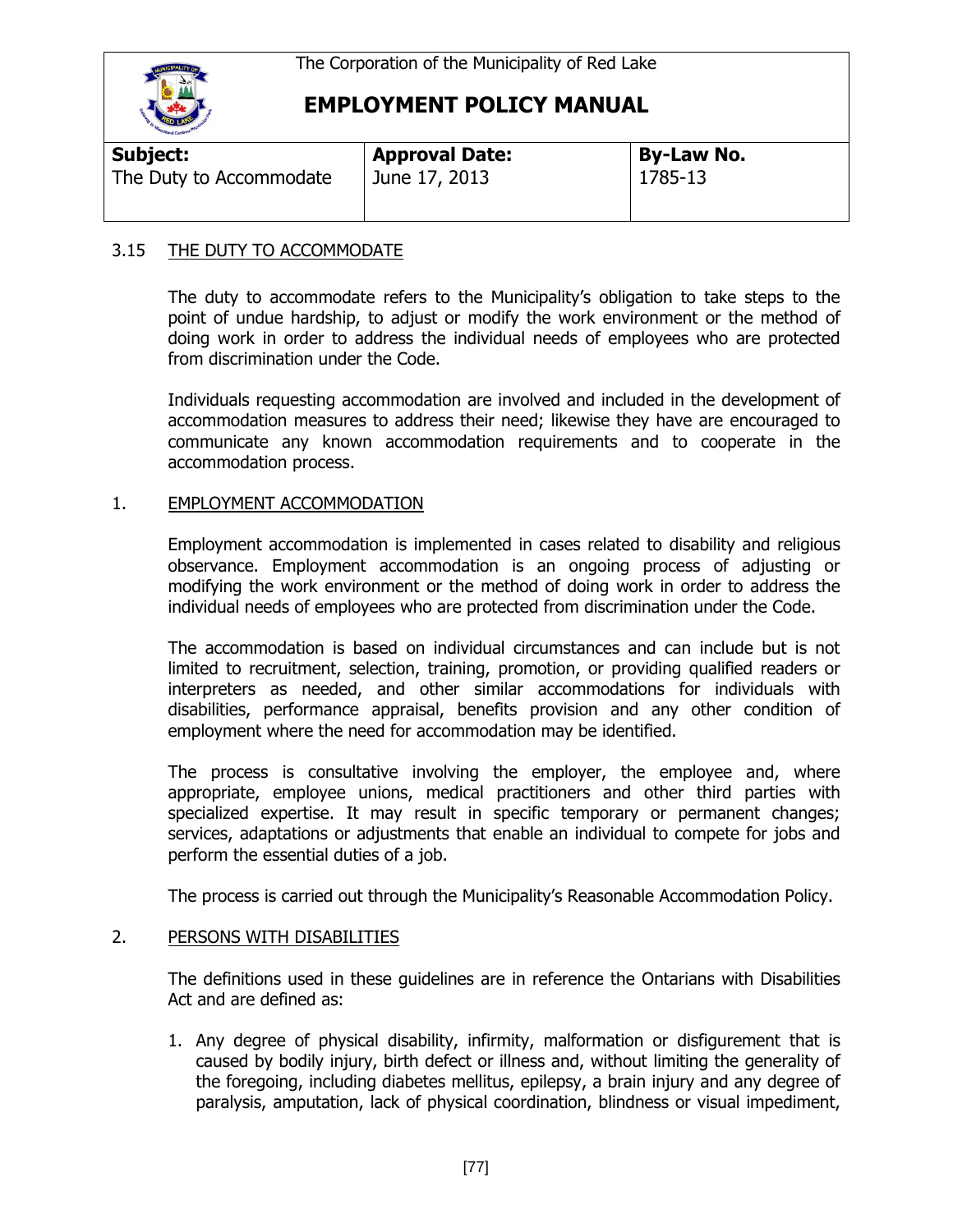The Corporation of the Municipality of Red Lake

# EMPLOYMENT POLICY MANUAL

| **Subject:** | **Approval Date:** | **By-Law No.** |
|---|---|---|
| The Duty to Accommodate | June 17, 2013 | 1785-13 |

## 3.15 THE DUTY TO ACCOMMODATE

The duty to accommodate refers to the Municipality's obligation to take steps to the point of undue hardship, to adjust or modify the work environment or the method of doing work in order to address the individual needs of employees who are protected from discrimination under the Code.

Individuals requesting accommodation are involved and included in the development of accommodation measures to address their need; likewise they have are encouraged to communicate any known accommodation requirements and to cooperate in the accommodation process.

### 1. EMPLOYMENT ACCOMMODATION

Employment accommodation is implemented in cases related to disability and religious observance. Employment accommodation is an ongoing process of adjusting or modifying the work environment or the method of doing work in order to address the individual needs of employees who are protected from discrimination under the Code.

The accommodation is based on individual circumstances and can include but is not limited to recruitment, selection, training, promotion, or providing qualified readers or interpreters as needed, and other similar accommodations for individuals with disabilities, performance appraisal, benefits provision and any other condition of employment where the need for accommodation may be identified.

The process is consultative involving the employer, the employee and, where appropriate, employee unions, medical practitioners and other third parties with specialized expertise. It may result in specific temporary or permanent changes; services, adaptations or adjustments that enable an individual to compete for jobs and perform the essential duties of a job.

The process is carried out through the Municipality's Reasonable Accommodation Policy.

### 2. PERSONS WITH DISABILITIES

The definitions used in these guidelines are in reference the Ontarians with Disabilities Act and are defined as:

1. Any degree of physical disability, infirmity, malformation or disfigurement that is caused by bodily injury, birth defect or illness and, without limiting the generality of the foregoing, including diabetes mellitus, epilepsy, a brain injury and any degree of paralysis, amputation, lack of physical coordination, blindness or visual impediment,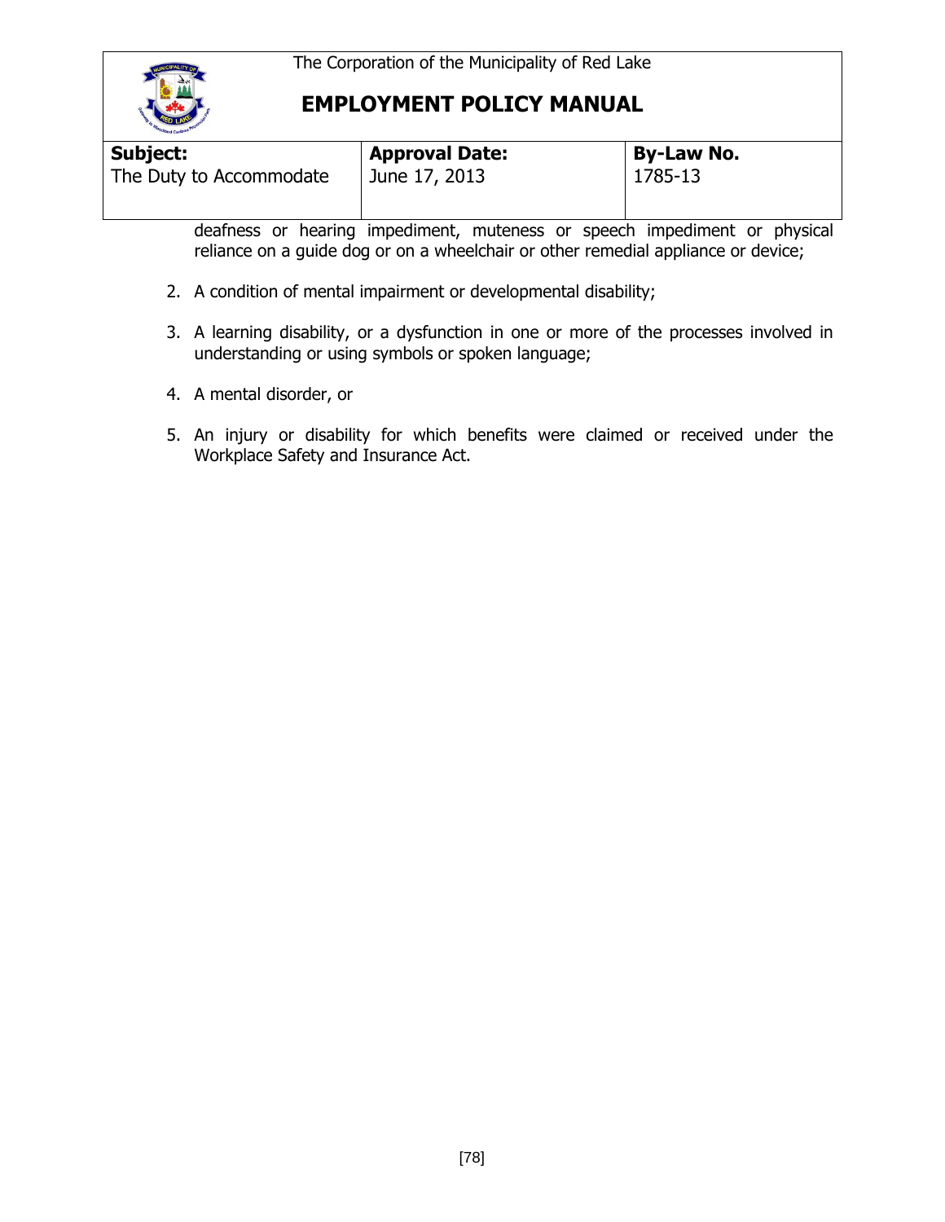deafness or hearing impediment, muteness or speech impediment or physical reliance on a guide dog or on a wheelchair or other remedial appliance or device;

2. A condition of mental impairment or developmental disability;

3. A learning disability, or a dysfunction in one or more of the processes involved in understanding or using symbols or spoken language;

4. A mental disorder, or

5. An injury or disability for which benefits were claimed or received under the Workplace Safety and Insurance Act.